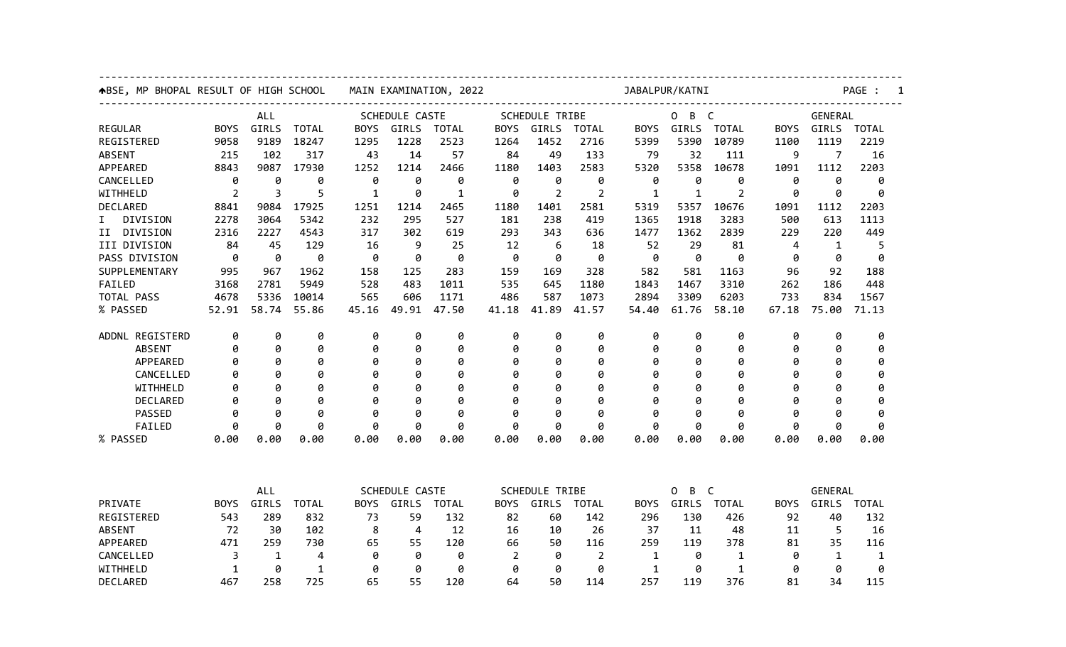BSE, MP BHOPAL RESULT OF HIGH SCHOOL MAIN EXAMINATION, 2022 JABALPUR/KATNI

| REGULAR | ALL BOYS | ALL GIRLS | ALL TOTAL | SCHEDULE CASTE BOYS | SCHEDULE CASTE GIRLS | SCHEDULE CASTE TOTAL | SCHEDULE TRIBE BOYS | SCHEDULE TRIBE GIRLS | SCHEDULE TRIBE TOTAL | O B C BOYS | O B C GIRLS | O B C TOTAL | GENERAL BOYS | GENERAL GIRLS | GENERAL TOTAL |
|---|---|---|---|---|---|---|---|---|---|---|---|---|---|---|---|
| REGISTERED | 9058 | 9189 | 18247 | 1295 | 1228 | 2523 | 1264 | 1452 | 2716 | 5399 | 5390 | 10789 | 1100 | 1119 | 2219 |
| ABSENT | 215 | 102 | 317 | 43 | 14 | 57 | 84 | 49 | 133 | 79 | 32 | 111 | 9 | 7 | 16 |
| APPEARED | 8843 | 9087 | 17930 | 1252 | 1214 | 2466 | 1180 | 1403 | 2583 | 5320 | 5358 | 10678 | 1091 | 1112 | 2203 |
| CANCELLED | 0 | 0 | 0 | 0 | 0 | 0 | 0 | 0 | 0 | 0 | 0 | 0 | 0 | 0 | 0 |
| WITHHELD | 2 | 3 | 5 | 1 | 0 | 1 | 0 | 2 | 2 | 1 | 1 | 2 | 0 | 0 | 0 |
| DECLARED | 8841 | 9084 | 17925 | 1251 | 1214 | 2465 | 1180 | 1401 | 2581 | 5319 | 5357 | 10676 | 1091 | 1112 | 2203 |
| I DIVISION | 2278 | 3064 | 5342 | 232 | 295 | 527 | 181 | 238 | 419 | 1365 | 1918 | 3283 | 500 | 613 | 1113 |
| II DIVISION | 2316 | 2227 | 4543 | 317 | 302 | 619 | 293 | 343 | 636 | 1477 | 1362 | 2839 | 229 | 220 | 449 |
| III DIVISION | 84 | 45 | 129 | 16 | 9 | 25 | 12 | 6 | 18 | 52 | 29 | 81 | 4 | 1 | 5 |
| PASS DIVISION | 0 | 0 | 0 | 0 | 0 | 0 | 0 | 0 | 0 | 0 | 0 | 0 | 0 | 0 | 0 |
| SUPPLEMENTARY | 995 | 967 | 1962 | 158 | 125 | 283 | 159 | 169 | 328 | 582 | 581 | 1163 | 96 | 92 | 188 |
| FAILED | 3168 | 2781 | 5949 | 528 | 483 | 1011 | 535 | 645 | 1180 | 1843 | 1467 | 3310 | 262 | 186 | 448 |
| TOTAL PASS | 4678 | 5336 | 10014 | 565 | 606 | 1171 | 486 | 587 | 1073 | 2894 | 3309 | 6203 | 733 | 834 | 1567 |
| % PASSED | 52.91 | 58.74 | 55.86 | 45.16 | 49.91 | 47.50 | 41.18 | 41.89 | 41.57 | 54.40 | 61.76 | 58.10 | 67.18 | 75.00 | 71.13 |
| ADDNL REGISTERD | 0 | 0 | 0 | 0 | 0 | 0 | 0 | 0 | 0 | 0 | 0 | 0 | 0 | 0 | 0 |
| ABSENT | 0 | 0 | 0 | 0 | 0 | 0 | 0 | 0 | 0 | 0 | 0 | 0 | 0 | 0 | 0 |
| APPEARED | 0 | 0 | 0 | 0 | 0 | 0 | 0 | 0 | 0 | 0 | 0 | 0 | 0 | 0 | 0 |
| CANCELLED | 0 | 0 | 0 | 0 | 0 | 0 | 0 | 0 | 0 | 0 | 0 | 0 | 0 | 0 | 0 |
| WITHHELD | 0 | 0 | 0 | 0 | 0 | 0 | 0 | 0 | 0 | 0 | 0 | 0 | 0 | 0 | 0 |
| DECLARED | 0 | 0 | 0 | 0 | 0 | 0 | 0 | 0 | 0 | 0 | 0 | 0 | 0 | 0 | 0 |
| PASSED | 0 | 0 | 0 | 0 | 0 | 0 | 0 | 0 | 0 | 0 | 0 | 0 | 0 | 0 | 0 |
| FAILED | 0 | 0 | 0 | 0 | 0 | 0 | 0 | 0 | 0 | 0 | 0 | 0 | 0 | 0 | 0 |
| % PASSED | 0.00 | 0.00 | 0.00 | 0.00 | 0.00 | 0.00 | 0.00 | 0.00 | 0.00 | 0.00 | 0.00 | 0.00 | 0.00 | 0.00 | 0.00 |

| PRIVATE | ALL BOYS | ALL GIRLS | ALL TOTAL | SCHEDULE CASTE BOYS | SCHEDULE CASTE GIRLS | SCHEDULE CASTE TOTAL | SCHEDULE TRIBE BOYS | SCHEDULE TRIBE GIRLS | SCHEDULE TRIBE TOTAL | O B C BOYS | O B C GIRLS | O B C TOTAL | GENERAL BOYS | GENERAL GIRLS | GENERAL TOTAL |
|---|---|---|---|---|---|---|---|---|---|---|---|---|---|---|---|
| REGISTERED | 543 | 289 | 832 | 73 | 59 | 132 | 82 | 60 | 142 | 296 | 130 | 426 | 92 | 40 | 132 |
| ABSENT | 72 | 30 | 102 | 8 | 4 | 12 | 16 | 10 | 26 | 37 | 11 | 48 | 11 | 5 | 16 |
| APPEARED | 471 | 259 | 730 | 65 | 55 | 120 | 66 | 50 | 116 | 259 | 119 | 378 | 81 | 35 | 116 |
| CANCELLED | 3 | 1 | 4 | 0 | 0 | 0 | 2 | 0 | 2 | 1 | 0 | 1 | 0 | 1 | 1 |
| WITHHELD | 1 | 0 | 1 | 0 | 0 | 0 | 0 | 0 | 0 | 1 | 0 | 1 | 0 | 0 | 0 |
| DECLARED | 467 | 258 | 725 | 65 | 55 | 120 | 64 | 50 | 114 | 257 | 119 | 376 | 81 | 34 | 115 |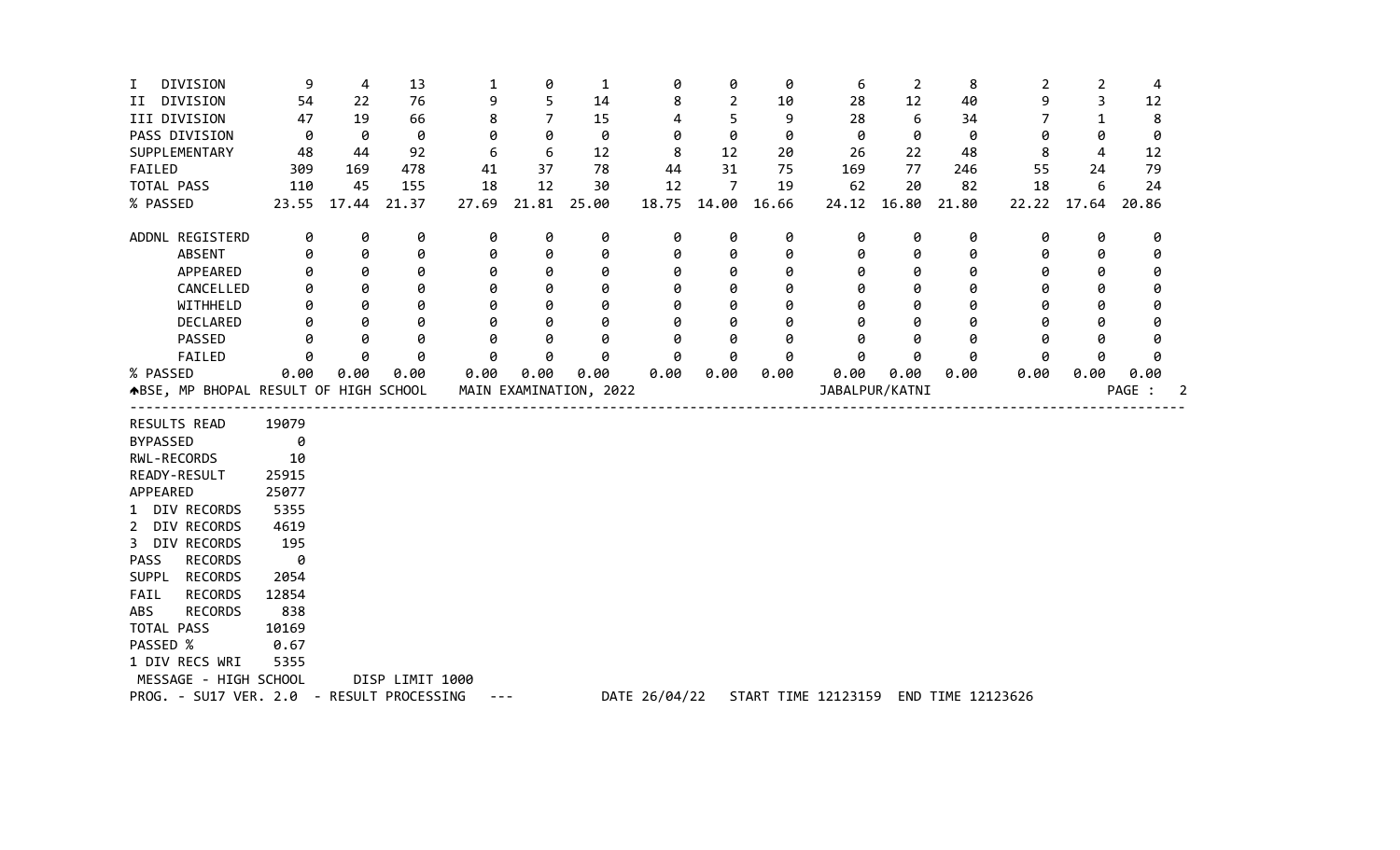| | | | | | | | | | | | | | | | |
|---|---|---|---|---|---|---|---|---|---|---|---|---|---|---|---|
| I DIVISION | 9 | 4 | 13 | 1 | 0 | 1 | 0 | 0 | 0 | 6 | 2 | 8 | 2 | 2 | 4 |
| II DIVISION | 54 | 22 | 76 | 9 | 5 | 14 | 8 | 2 | 10 | 28 | 12 | 40 | 9 | 3 | 12 |
| III DIVISION | 47 | 19 | 66 | 8 | 7 | 15 | 4 | 5 | 9 | 28 | 6 | 34 | 7 | 1 | 8 |
| PASS DIVISION | 0 | 0 | 0 | 0 | 0 | 0 | 0 | 0 | 0 | 0 | 0 | 0 | 0 | 0 | 0 |
| SUPPLEMENTARY | 48 | 44 | 92 | 6 | 6 | 12 | 8 | 12 | 20 | 26 | 22 | 48 | 8 | 4 | 12 |
| FAILED | 309 | 169 | 478 | 41 | 37 | 78 | 44 | 31 | 75 | 169 | 77 | 246 | 55 | 24 | 79 |
| TOTAL PASS | 110 | 45 | 155 | 18 | 12 | 30 | 12 | 7 | 19 | 62 | 20 | 82 | 18 | 6 | 24 |
| % PASSED | 23.55 | 17.44 | 21.37 | 27.69 | 21.81 | 25.00 | 18.75 | 14.00 | 16.66 | 24.12 | 16.80 | 21.80 | 22.22 | 17.64 | 20.86 |
| ADDNL REGISTERD | 0 | 0 | 0 | 0 | 0 | 0 | 0 | 0 | 0 | 0 | 0 | 0 | 0 | 0 | 0 |
| ABSENT | 0 | 0 | 0 | 0 | 0 | 0 | 0 | 0 | 0 | 0 | 0 | 0 | 0 | 0 | 0 |
| APPEARED | 0 | 0 | 0 | 0 | 0 | 0 | 0 | 0 | 0 | 0 | 0 | 0 | 0 | 0 | 0 |
| CANCELLED | 0 | 0 | 0 | 0 | 0 | 0 | 0 | 0 | 0 | 0 | 0 | 0 | 0 | 0 | 0 |
| WITHHELD | 0 | 0 | 0 | 0 | 0 | 0 | 0 | 0 | 0 | 0 | 0 | 0 | 0 | 0 | 0 |
| DECLARED | 0 | 0 | 0 | 0 | 0 | 0 | 0 | 0 | 0 | 0 | 0 | 0 | 0 | 0 | 0 |
| PASSED | 0 | 0 | 0 | 0 | 0 | 0 | 0 | 0 | 0 | 0 | 0 | 0 | 0 | 0 | 0 |
| FAILED | 0 | 0 | 0 | 0 | 0 | 0 | 0 | 0 | 0 | 0 | 0 | 0 | 0 | 0 | 0 |
| % PASSED | 0.00 | 0.00 | 0.00 | 0.00 | 0.00 | 0.00 | 0.00 | 0.00 | 0.00 | 0.00 | 0.00 | 0.00 | 0.00 | 0.00 | 0.00 |

BSE, MP BHOPAL RESULT OF HIGH SCHOOL    MAIN EXAMINATION, 2022    JABALPUR/KATNI    PAGE : 2

---

| | |
|---|---|
| RESULTS READ | 19079 |
| BYPASSED | 0 |
| RWL-RECORDS | 10 |
| READY-RESULT | 25915 |
| APPEARED | 25077 |
| 1 DIV RECORDS | 5355 |
| 2 DIV RECORDS | 4619 |
| 3 DIV RECORDS | 195 |
| PASS RECORDS | 0 |
| SUPPL RECORDS | 2054 |
| FAIL RECORDS | 12854 |
| ABS RECORDS | 838 |
| TOTAL PASS | 10169 |
| PASSED % | 0.67 |
| 1 DIV RECS WRI | 5355 |

MESSAGE - HIGH SCHOOL    DISP LIMIT 1000

PROG. - SU17 VER. 2.0 - RESULT PROCESSING ---    DATE 26/04/22    START TIME 12123159    END TIME 12123626